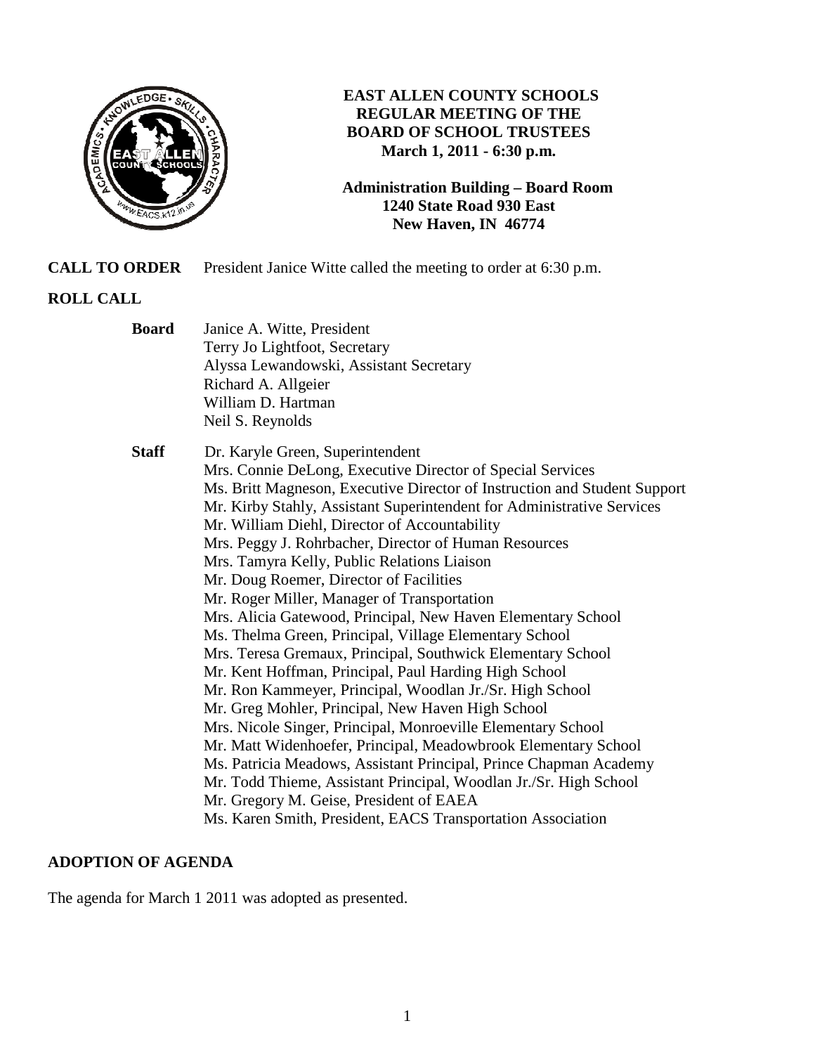# EAST ALLEN COUNTY SCHOOLS
## REGULAR MEETING OF THE BOARD OF SCHOOL TRUSTEES
**March 1, 2011 - 6:30 p.m.**

**Administration Building – Board Room**
**1240 State Road 930 East**
**New Haven, IN 46774**

**CALL TO ORDER** President Janice Witte called the meeting to order at 6:30 p.m.

**ROLL CALL**

**Board**
Janice A. Witte, President
Terry Jo Lightfoot, Secretary
Alyssa Lewandowski, Assistant Secretary
Richard A. Allgeier
William D. Hartman
Neil S. Reynolds

**Staff**
Dr. Karyle Green, Superintendent
Mrs. Connie DeLong, Executive Director of Special Services
Ms. Britt Magneson, Executive Director of Instruction and Student Support
Mr. Kirby Stahly, Assistant Superintendent for Administrative Services
Mr. William Diehl, Director of Accountability
Mrs. Peggy J. Rohrbacher, Director of Human Resources
Mrs. Tamyra Kelly, Public Relations Liaison
Mr. Doug Roemer, Director of Facilities
Mr. Roger Miller, Manager of Transportation
Mrs. Alicia Gatewood, Principal, New Haven Elementary School
Ms. Thelma Green, Principal, Village Elementary School
Mrs. Teresa Gremaux, Principal, Southwick Elementary School
Mr. Kent Hoffman, Principal, Paul Harding High School
Mr. Ron Kammeyer, Principal, Woodlan Jr./Sr. High School
Mr. Greg Mohler, Principal, New Haven High School
Mrs. Nicole Singer, Principal, Monroeville Elementary School
Mr. Matt Widenhoefer, Principal, Meadowbrook Elementary School
Ms. Patricia Meadows, Assistant Principal, Prince Chapman Academy
Mr. Todd Thieme, Assistant Principal, Woodlan Jr./Sr. High School
Mr. Gregory M. Geise, President of EAEA
Ms. Karen Smith, President, EACS Transportation Association

**ADOPTION OF AGENDA**

The agenda for March 1 2011 was adopted as presented.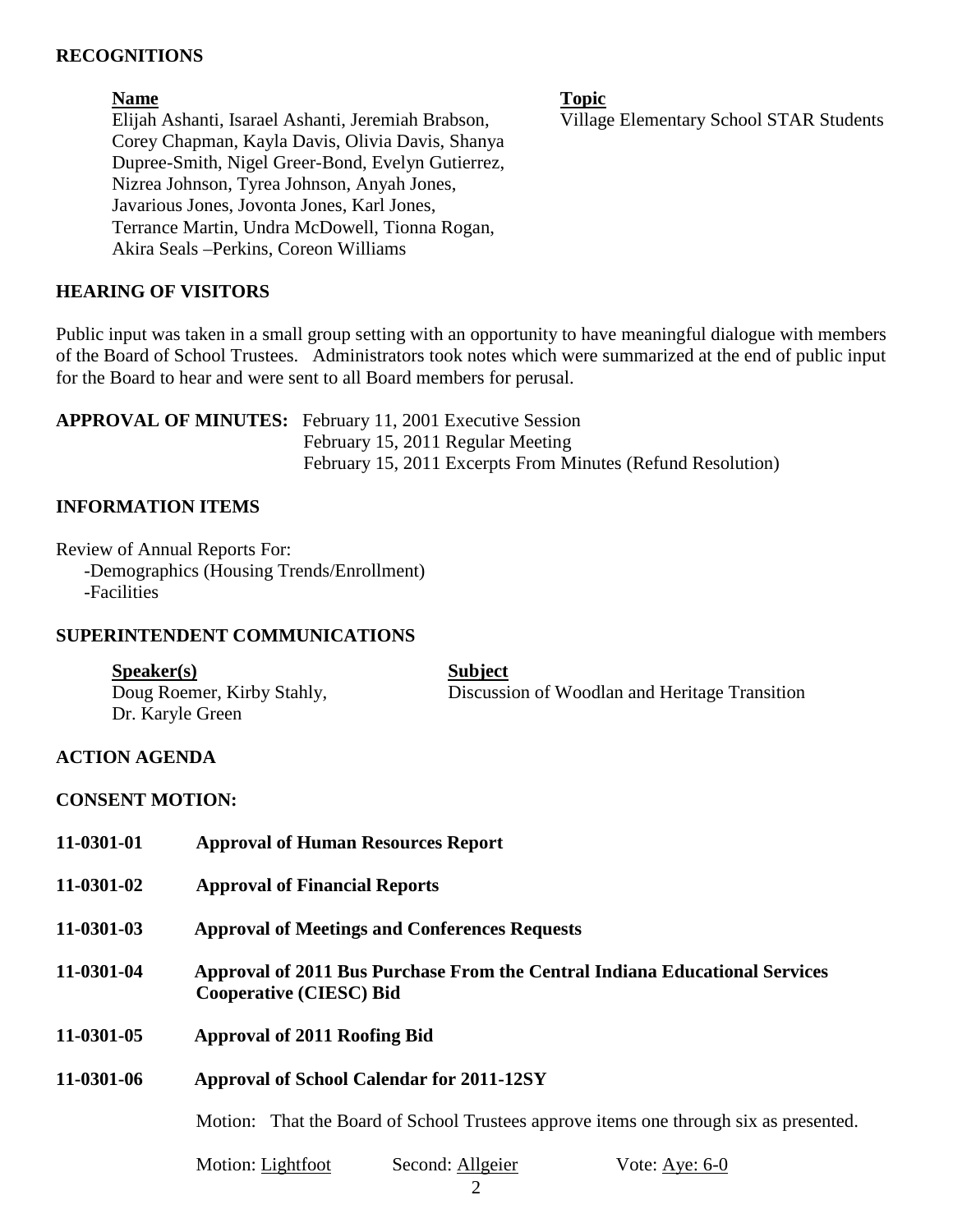## RECOGNITIONS

| Name | Topic |
| --- | --- |
| Elijah Ashanti, Isarael Ashanti, Jeremiah Brabson, Corey Chapman, Kayla Davis, Olivia Davis, Shanya Dupree-Smith, Nigel Greer-Bond, Evelyn Gutierrez, Nizrea Johnson, Tyrea Johnson, Anyah Jones, Javarious Jones, Jovonta Jones, Karl Jones, Terrance Martin, Undra McDowell, Tionna Rogan, Akira Seals –Perkins, Coreon Williams | Village Elementary School STAR Students |

## HEARING OF VISITORS

Public input was taken in a small group setting with an opportunity to have meaningful dialogue with members of the Board of School Trustees. Administrators took notes which were summarized at the end of public input for the Board to hear and were sent to all Board members for perusal.

**APPROVAL OF MINUTES:** February 11, 2001 Executive Session
February 15, 2011 Regular Meeting
February 15, 2011 Excerpts From Minutes (Refund Resolution)

## INFORMATION ITEMS

Review of Annual Reports For:
- Demographics (Housing Trends/Enrollment)
- Facilities

## SUPERINTENDENT COMMUNICATIONS

| Speaker(s) | Subject |
| --- | --- |
| Doug Roemer, Kirby Stahly, Dr. Karyle Green | Discussion of Woodlan and Heritage Transition |

## ACTION AGENDA

**CONSENT MOTION:**

**11-0301-01** **Approval of Human Resources Report**

**11-0301-02** **Approval of Financial Reports**

**11-0301-03** **Approval of Meetings and Conferences Requests**

**11-0301-04** **Approval of 2011 Bus Purchase From the Central Indiana Educational Services Cooperative (CIESC) Bid**

**11-0301-05** **Approval of 2011 Roofing Bid**

**11-0301-06** **Approval of School Calendar for 2011-12SY**

Motion: That the Board of School Trustees approve items one through six as presented.

Motion: Lightfoot Second: Allgeier Vote: Aye: 6-0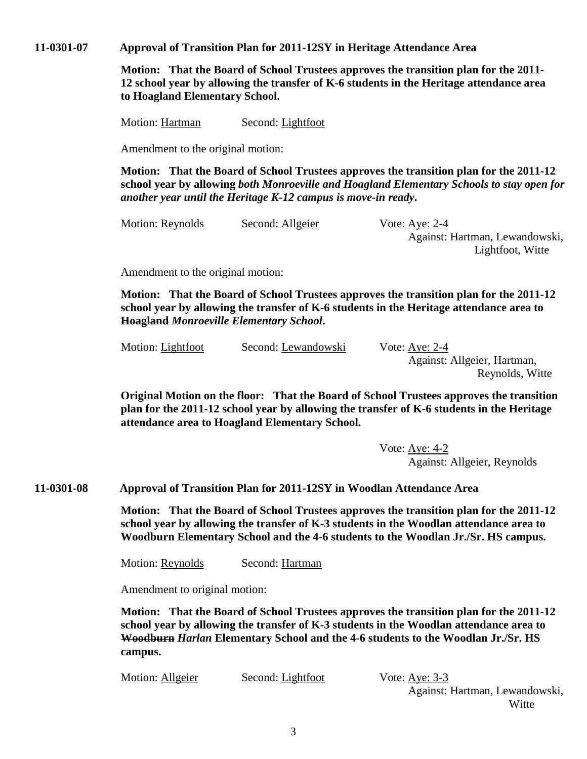**11-0301-07 Approval of Transition Plan for 2011-12SY in Heritage Attendance Area**

**Motion: That the Board of School Trustees approves the transition plan for the 2011-12 school year by allowing the transfer of K-6 students in the Heritage attendance area to Hoagland Elementary School.**

Motion: Hartman Second: Lightfoot

Amendment to the original motion:

**Motion: That the Board of School Trustees approves the transition plan for the 2011-12 school year by allowing *both Monroeville and Hoagland Elementary Schools to stay open for another year until the Heritage K-12 campus is move-in ready*.**

Motion: Reynolds Second: Allgeier Vote: Aye: 2-4
Against: Hartman, Lewandowski, Lightfoot, Witte

Amendment to the original motion:

**Motion: That the Board of School Trustees approves the transition plan for the 2011-12 school year by allowing the transfer of K-6 students in the Heritage attendance area to ~~Hoagland~~ *Monroeville Elementary School*.**

Motion: Lightfoot Second: Lewandowski Vote: Aye: 2-4
Against: Allgeier, Hartman, Reynolds, Witte

**Original Motion on the floor: That the Board of School Trustees approves the transition plan for the 2011-12 school year by allowing the transfer of K-6 students in the Heritage attendance area to Hoagland Elementary School.**

Vote: Aye: 4-2
Against: Allgeier, Reynolds

**11-0301-08 Approval of Transition Plan for 2011-12SY in Woodlan Attendance Area**

**Motion: That the Board of School Trustees approves the transition plan for the 2011-12 school year by allowing the transfer of K-3 students in the Woodlan attendance area to Woodburn Elementary School and the 4-6 students to the Woodlan Jr./Sr. HS campus.**

Motion: Reynolds Second: Hartman

Amendment to original motion:

**Motion: That the Board of School Trustees approves the transition plan for the 2011-12 school year by allowing the transfer of K-3 students in the Woodlan attendance area to ~~Woodburn~~ *Harlan* Elementary School and the 4-6 students to the Woodlan Jr./Sr. HS campus.**

Motion: Allgeier Second: Lightfoot Vote: Aye: 3-3
Against: Hartman, Lewandowski, Witte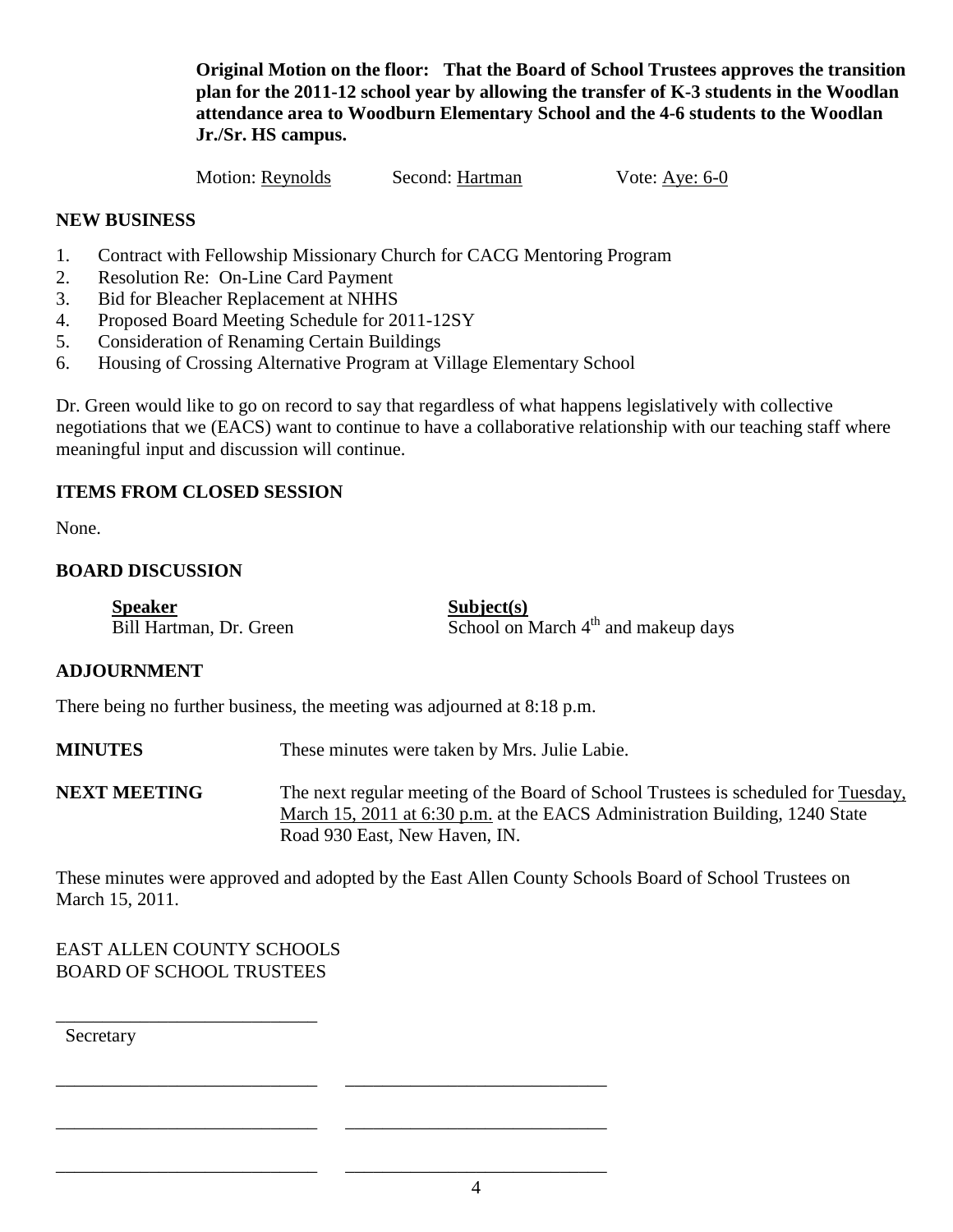**Original Motion on the floor: That the Board of School Trustees approves the transition plan for the 2011-12 school year by allowing the transfer of K-3 students in the Woodlan attendance area to Woodburn Elementary School and the 4-6 students to the Woodlan Jr./Sr. HS campus.**

Motion: Reynolds Second: Hartman Vote: Aye: 6-0

## NEW BUSINESS

1. Contract with Fellowship Missionary Church for CACG Mentoring Program
2. Resolution Re: On-Line Card Payment
3. Bid for Bleacher Replacement at NHHS
4. Proposed Board Meeting Schedule for 2011-12SY
5. Consideration of Renaming Certain Buildings
6. Housing of Crossing Alternative Program at Village Elementary School

Dr. Green would like to go on record to say that regardless of what happens legislatively with collective negotiations that we (EACS) want to continue to have a collaborative relationship with our teaching staff where meaningful input and discussion will continue.

## ITEMS FROM CLOSED SESSION

None.

## BOARD DISCUSSION

| Speaker | Subject(s) |
|---|---|
| Bill Hartman, Dr. Green | School on March 4th and makeup days |

## ADJOURNMENT

There being no further business, the meeting was adjourned at 8:18 p.m.

**MINUTES** These minutes were taken by Mrs. Julie Labie.

**NEXT MEETING** The next regular meeting of the Board of School Trustees is scheduled for Tuesday, March 15, 2011 at 6:30 p.m. at the EACS Administration Building, 1240 State Road 930 East, New Haven, IN.

These minutes were approved and adopted by the East Allen County Schools Board of School Trustees on March 15, 2011.

EAST ALLEN COUNTY SCHOOLS
BOARD OF SCHOOL TRUSTEES

____________________________
Secretary

____________________________ ____________________________

____________________________ ____________________________

____________________________ ____________________________